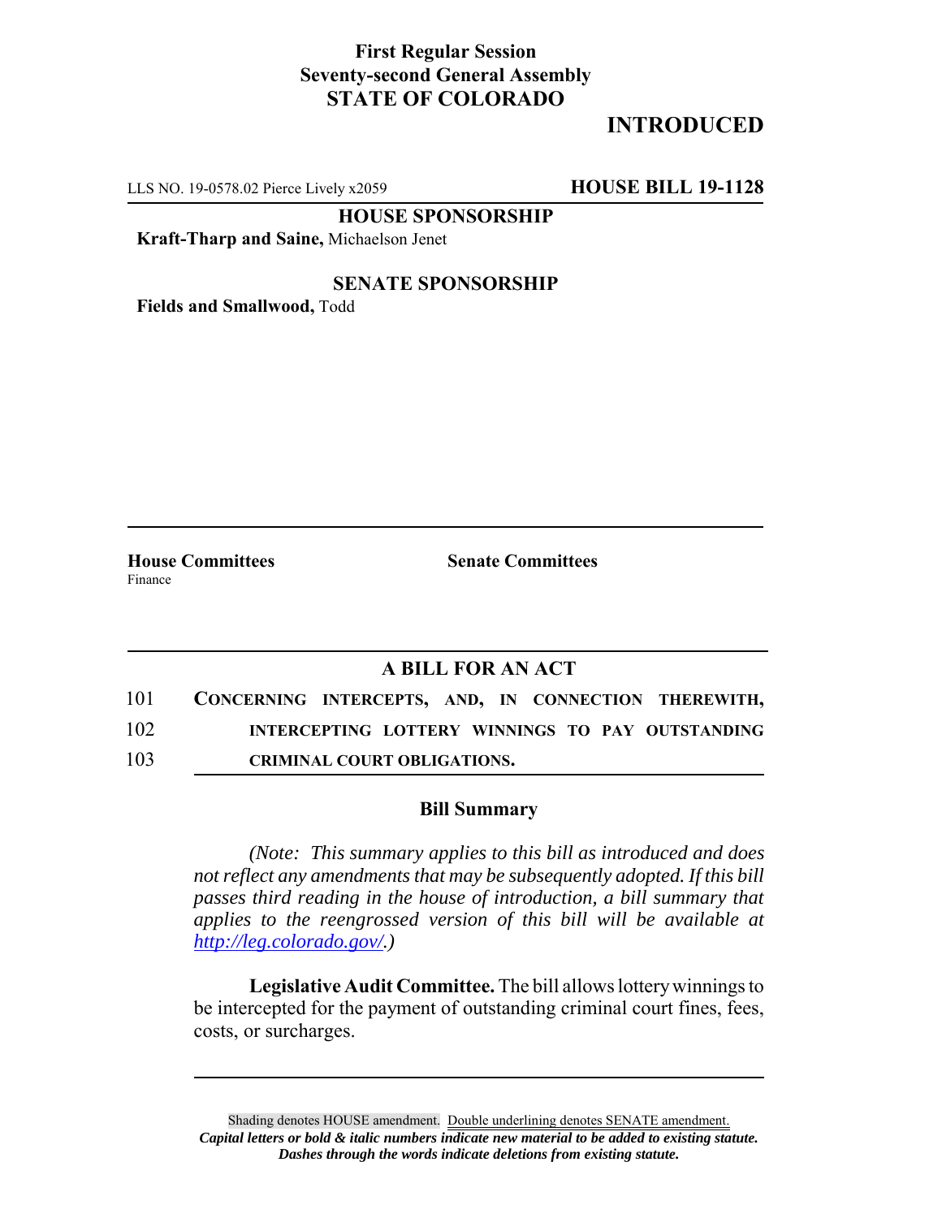**First Regular Session**
**Seventy-second General Assembly**
**STATE OF COLORADO**

# INTRODUCED

LLS NO. 19-0578.02 Pierce Lively x2059 **HOUSE BILL 19-1128**

**HOUSE SPONSORSHIP**

**Kraft-Tharp and Saine,** Michaelson Jenet

**SENATE SPONSORSHIP**

**Fields and Smallwood,** Todd

**House Committees**
Finance

**Senate Committees**

## A BILL FOR AN ACT

101 **CONCERNING INTERCEPTS, AND, IN CONNECTION THEREWITH,**
102 **INTERCEPTING LOTTERY WINNINGS TO PAY OUTSTANDING**
103 **CRIMINAL COURT OBLIGATIONS.**

### Bill Summary

*(Note: This summary applies to this bill as introduced and does not reflect any amendments that may be subsequently adopted. If this bill passes third reading in the house of introduction, a bill summary that applies to the reengrossed version of this bill will be available at http://leg.colorado.gov/.)*

**Legislative Audit Committee.** The bill allows lottery winnings to be intercepted for the payment of outstanding criminal court fines, fees, costs, or surcharges.

Shading denotes HOUSE amendment. Double underlining denotes SENATE amendment.
***Capital letters or bold & italic numbers indicate new material to be added to existing statute.***
***Dashes through the words indicate deletions from existing statute.***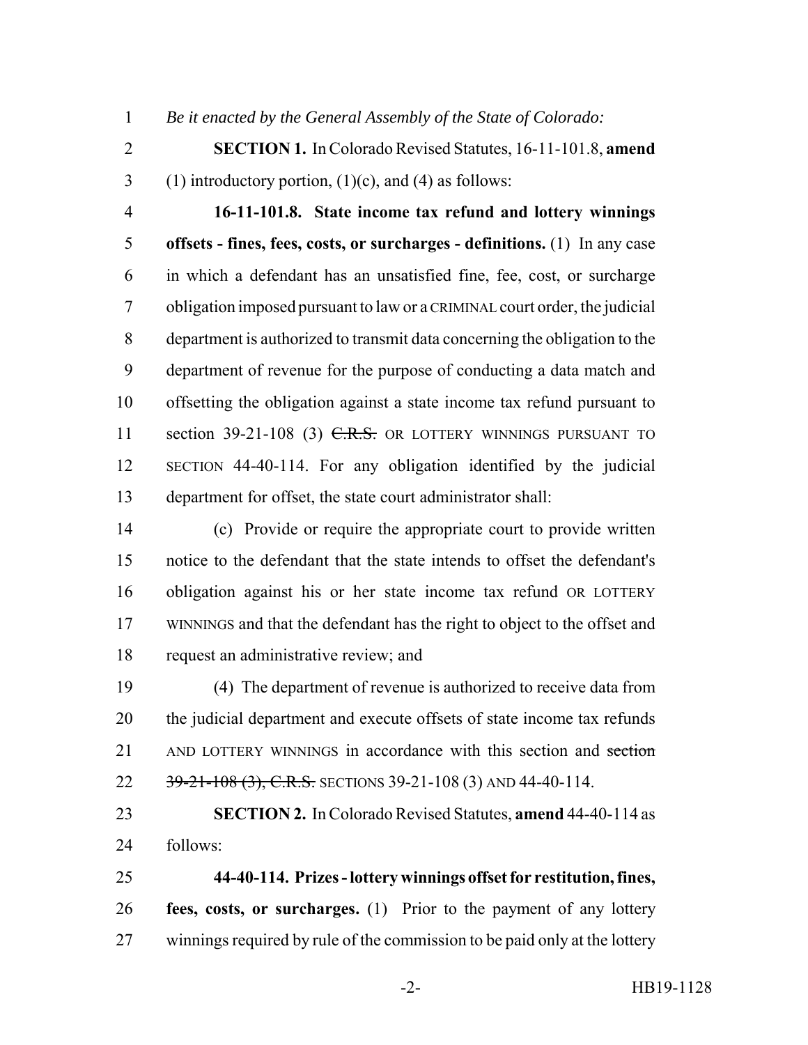*Be it enacted by the General Assembly of the State of Colorado:*

**SECTION 1.** In Colorado Revised Statutes, 16-11-101.8, **amend** (1) introductory portion, (1)(c), and (4) as follows:

**16-11-101.8. State income tax refund and lottery winnings offsets - fines, fees, costs, or surcharges - definitions.** (1) In any case in which a defendant has an unsatisfied fine, fee, cost, or surcharge obligation imposed pursuant to law or a CRIMINAL court order, the judicial department is authorized to transmit data concerning the obligation to the department of revenue for the purpose of conducting a data match and offsetting the obligation against a state income tax refund pursuant to section 39-21-108 (3) ~~C.R.S.~~ OR LOTTERY WINNINGS PURSUANT TO SECTION 44-40-114. For any obligation identified by the judicial department for offset, the state court administrator shall:

(c) Provide or require the appropriate court to provide written notice to the defendant that the state intends to offset the defendant's obligation against his or her state income tax refund OR LOTTERY WINNINGS and that the defendant has the right to object to the offset and request an administrative review; and

(4) The department of revenue is authorized to receive data from the judicial department and execute offsets of state income tax refunds AND LOTTERY WINNINGS in accordance with this section and ~~section 39-21-108 (3), C.R.S.~~ SECTIONS 39-21-108 (3) AND 44-40-114.

**SECTION 2.** In Colorado Revised Statutes, **amend** 44-40-114 as follows:

**44-40-114. Prizes - lottery winnings offset for restitution, fines, fees, costs, or surcharges.** (1) Prior to the payment of any lottery winnings required by rule of the commission to be paid only at the lottery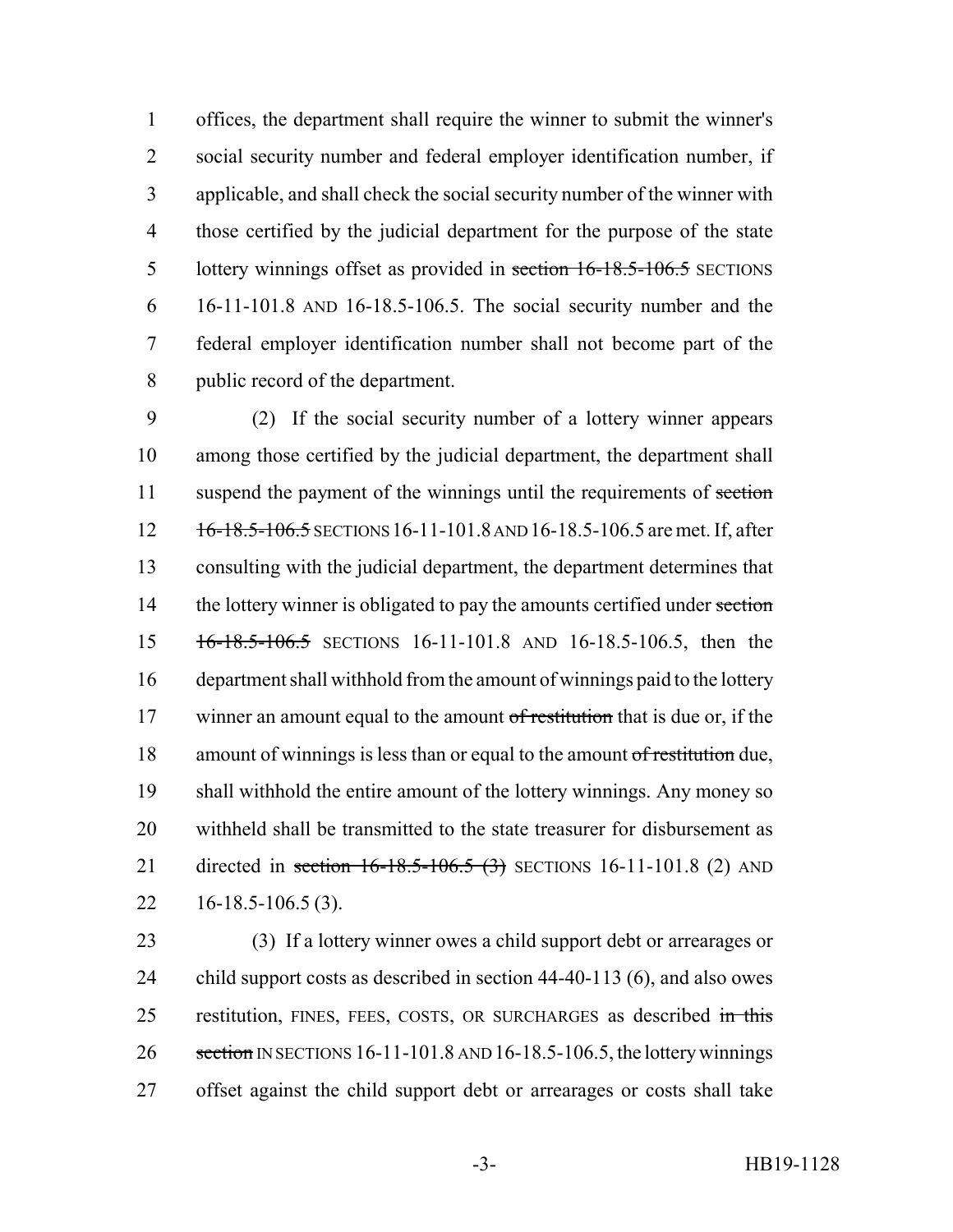offices, the department shall require the winner to submit the winner's social security number and federal employer identification number, if applicable, and shall check the social security number of the winner with those certified by the judicial department for the purpose of the state lottery winnings offset as provided in ~~section 16-18.5-106.5~~ SECTIONS 16-11-101.8 AND 16-18.5-106.5. The social security number and the federal employer identification number shall not become part of the public record of the department.

(2) If the social security number of a lottery winner appears among those certified by the judicial department, the department shall suspend the payment of the winnings until the requirements of ~~section 16-18.5-106.5~~ SECTIONS 16-11-101.8 AND 16-18.5-106.5 are met. If, after consulting with the judicial department, the department determines that the lottery winner is obligated to pay the amounts certified under ~~section 16-18.5-106.5~~ SECTIONS 16-11-101.8 AND 16-18.5-106.5, then the department shall withhold from the amount of winnings paid to the lottery winner an amount equal to the amount ~~of restitution~~ that is due or, if the amount of winnings is less than or equal to the amount ~~of restitution~~ due, shall withhold the entire amount of the lottery winnings. Any money so withheld shall be transmitted to the state treasurer for disbursement as directed in ~~section 16-18.5-106.5 (3)~~ SECTIONS 16-11-101.8 (2) AND 16-18.5-106.5 (3).

(3) If a lottery winner owes a child support debt or arrearages or child support costs as described in section 44-40-113 (6), and also owes restitution, FINES, FEES, COSTS, OR SURCHARGES as described ~~in this section~~ IN SECTIONS 16-11-101.8 AND 16-18.5-106.5, the lottery winnings offset against the child support debt or arrearages or costs shall take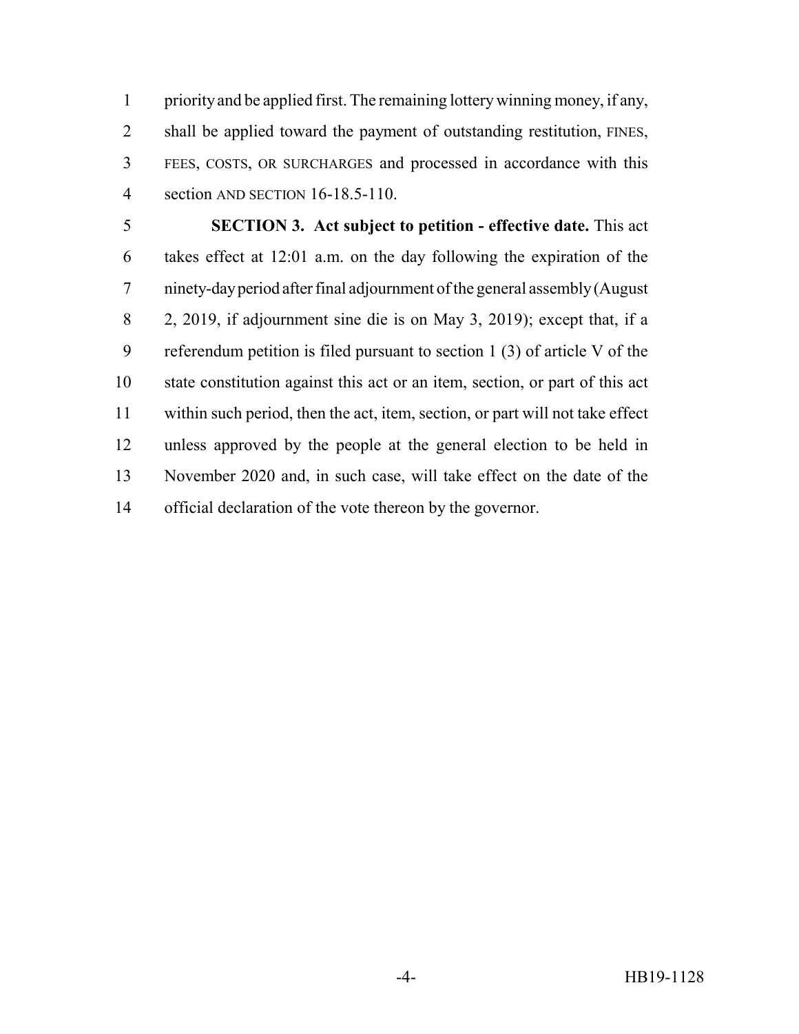priority and be applied first. The remaining lottery winning money, if any, shall be applied toward the payment of outstanding restitution, FINES, FEES, COSTS, OR SURCHARGES and processed in accordance with this section AND SECTION 16-18.5-110.

**SECTION 3. Act subject to petition - effective date.** This act takes effect at 12:01 a.m. on the day following the expiration of the ninety-day period after final adjournment of the general assembly (August 2, 2019, if adjournment sine die is on May 3, 2019); except that, if a referendum petition is filed pursuant to section 1 (3) of article V of the state constitution against this act or an item, section, or part of this act within such period, then the act, item, section, or part will not take effect unless approved by the people at the general election to be held in November 2020 and, in such case, will take effect on the date of the official declaration of the vote thereon by the governor.